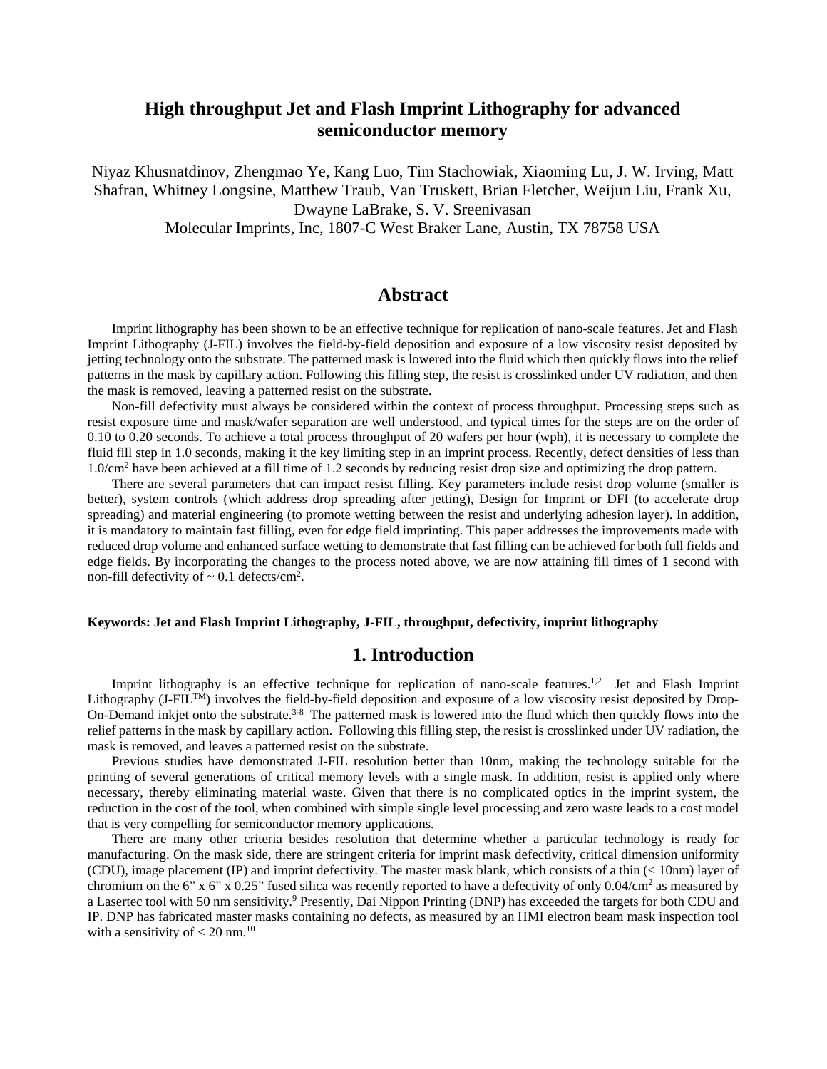# High throughput Jet and Flash Imprint Lithography for advanced semiconductor memory

Niyaz Khusnatdinov, Zhengmao Ye, Kang Luo, Tim Stachowiak, Xiaoming Lu, J. W. Irving, Matt Shafran, Whitney Longsine, Matthew Traub, Van Truskett, Brian Fletcher, Weijun Liu, Frank Xu, Dwayne LaBrake, S. V. Sreenivasan

Molecular Imprints, Inc, 1807-C West Braker Lane, Austin, TX 78758 USA

## Abstract

Imprint lithography has been shown to be an effective technique for replication of nano-scale features. Jet and Flash Imprint Lithography (J-FIL) involves the field-by-field deposition and exposure of a low viscosity resist deposited by jetting technology onto the substrate. The patterned mask is lowered into the fluid which then quickly flows into the relief patterns in the mask by capillary action. Following this filling step, the resist is crosslinked under UV radiation, and then the mask is removed, leaving a patterned resist on the substrate.

Non-fill defectivity must always be considered within the context of process throughput. Processing steps such as resist exposure time and mask/wafer separation are well understood, and typical times for the steps are on the order of 0.10 to 0.20 seconds. To achieve a total process throughput of 20 wafers per hour (wph), it is necessary to complete the fluid fill step in 1.0 seconds, making it the key limiting step in an imprint process. Recently, defect densities of less than 1.0/cm$^2$ have been achieved at a fill time of 1.2 seconds by reducing resist drop size and optimizing the drop pattern.

There are several parameters that can impact resist filling. Key parameters include resist drop volume (smaller is better), system controls (which address drop spreading after jetting), Design for Imprint or DFI (to accelerate drop spreading) and material engineering (to promote wetting between the resist and underlying adhesion layer). In addition, it is mandatory to maintain fast filling, even for edge field imprinting. This paper addresses the improvements made with reduced drop volume and enhanced surface wetting to demonstrate that fast filling can be achieved for both full fields and edge fields. By incorporating the changes to the process noted above, we are now attaining fill times of 1 second with non-fill defectivity of ~ 0.1 defects/cm$^2$.

**Keywords: Jet and Flash Imprint Lithography, J-FIL, throughput, defectivity, imprint lithography**

## 1. Introduction

Imprint lithography is an effective technique for replication of nano-scale features.[1,2] Jet and Flash Imprint Lithography (J-FIL™) involves the field-by-field deposition and exposure of a low viscosity resist deposited by Drop-On-Demand inkjet onto the substrate.[3-8] The patterned mask is lowered into the fluid which then quickly flows into the relief patterns in the mask by capillary action. Following this filling step, the resist is crosslinked under UV radiation, the mask is removed, and leaves a patterned resist on the substrate.

Previous studies have demonstrated J-FIL resolution better than 10nm, making the technology suitable for the printing of several generations of critical memory levels with a single mask. In addition, resist is applied only where necessary, thereby eliminating material waste. Given that there is no complicated optics in the imprint system, the reduction in the cost of the tool, when combined with simple single level processing and zero waste leads to a cost model that is very compelling for semiconductor memory applications.

There are many other criteria besides resolution that determine whether a particular technology is ready for manufacturing. On the mask side, there are stringent criteria for imprint mask defectivity, critical dimension uniformity (CDU), image placement (IP) and imprint defectivity. The master mask blank, which consists of a thin (< 10nm) layer of chromium on the 6" x 6" x 0.25" fused silica was recently reported to have a defectivity of only 0.04/cm$^2$ as measured by a Lasertec tool with 50 nm sensitivity.[9] Presently, Dai Nippon Printing (DNP) has exceeded the targets for both CDU and IP. DNP has fabricated master masks containing no defects, as measured by an HMI electron beam mask inspection tool with a sensitivity of < 20 nm.[10]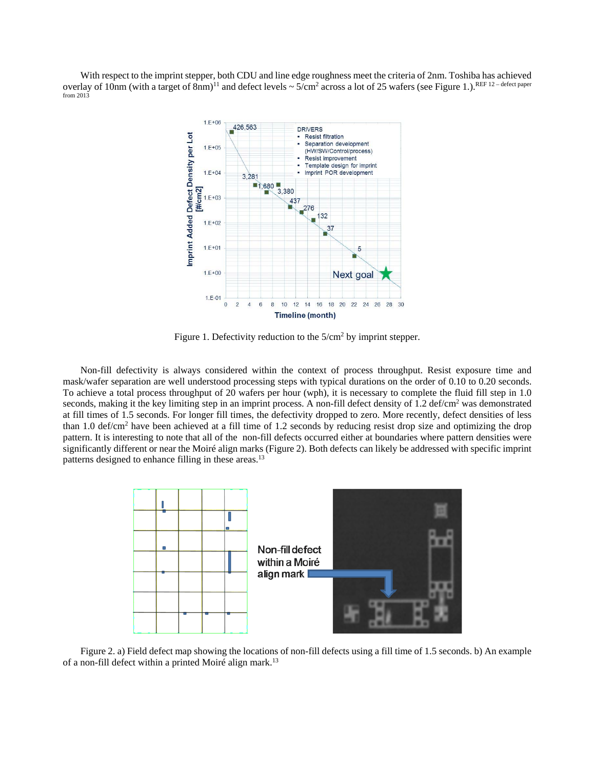With respect to the imprint stepper, both CDU and line edge roughness meet the criteria of 2nm. Toshiba has achieved overlay of 10nm (with a target of 8nm)[11] and defect levels ~ 5/cm$^2$ across a lot of 25 wafers (see Figure 1.).[REF 12 – defect paper from 2013]

Figure 1. Defectivity reduction to the 5/cm$^2$ by imprint stepper.

Non-fill defectivity is always considered within the context of process throughput. Resist exposure time and mask/wafer separation are well understood processing steps with typical durations on the order of 0.10 to 0.20 seconds. To achieve a total process throughput of 20 wafers per hour (wph), it is necessary to complete the fluid fill step in 1.0 seconds, making it the key limiting step in an imprint process. A non-fill defect density of 1.2 def/cm$^2$ was demonstrated at fill times of 1.5 seconds. For longer fill times, the defectivity dropped to zero. More recently, defect densities of less than 1.0 def/cm$^2$ have been achieved at a fill time of 1.2 seconds by reducing resist drop size and optimizing the drop pattern. It is interesting to note that all of the non-fill defects occurred either at boundaries where pattern densities were significantly different or near the Moiré align marks (Figure 2). Both defects can likely be addressed with specific imprint patterns designed to enhance filling in these areas.[13]

Figure 2. a) Field defect map showing the locations of non-fill defects using a fill time of 1.5 seconds. b) An example of a non-fill defect within a printed Moiré align mark.[13]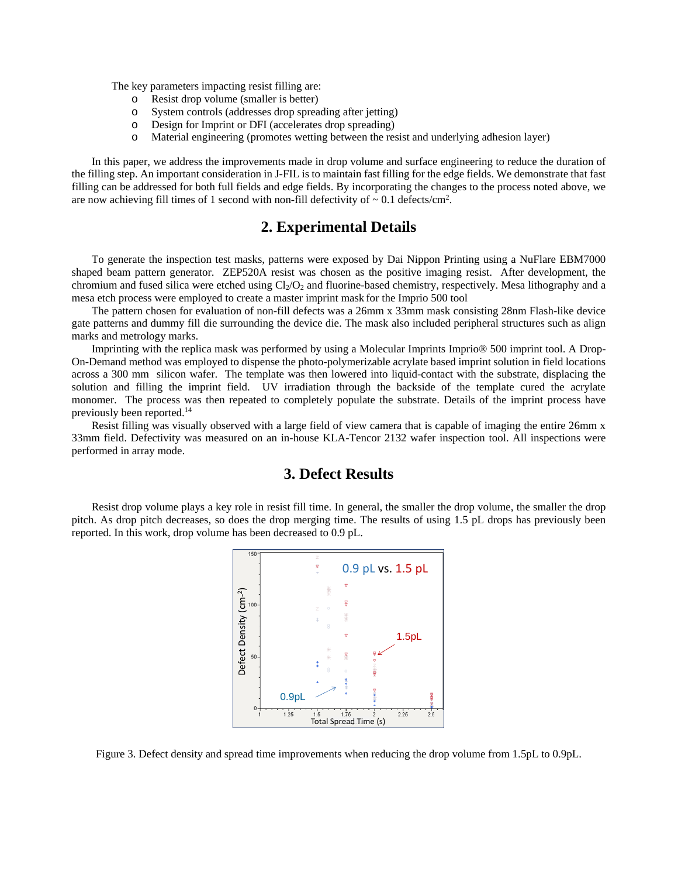The key parameters impacting resist filling are:

- Resist drop volume (smaller is better)
- System controls (addresses drop spreading after jetting)
- Design for Imprint or DFI (accelerates drop spreading)
- Material engineering (promotes wetting between the resist and underlying adhesion layer)

In this paper, we address the improvements made in drop volume and surface engineering to reduce the duration of the filling step. An important consideration in J-FIL is to maintain fast filling for the edge fields. We demonstrate that fast filling can be addressed for both full fields and edge fields. By incorporating the changes to the process noted above, we are now achieving fill times of 1 second with non-fill defectivity of ~ 0.1 defects/cm$^2$.

## 2. Experimental Details

To generate the inspection test masks, patterns were exposed by Dai Nippon Printing using a NuFlare EBM7000 shaped beam pattern generator. ZEP520A resist was chosen as the positive imaging resist. After development, the chromium and fused silica were etched using $Cl_2/O_2$ and fluorine-based chemistry, respectively. Mesa lithography and a mesa etch process were employed to create a master imprint mask for the Imprio 500 tool

The pattern chosen for evaluation of non-fill defects was a 26mm x 33mm mask consisting 28nm Flash-like device gate patterns and dummy fill die surrounding the device die. The mask also included peripheral structures such as align marks and metrology marks.

Imprinting with the replica mask was performed by using a Molecular Imprints Imprio® 500 imprint tool. A Drop-On-Demand method was employed to dispense the photo-polymerizable acrylate based imprint solution in field locations across a 300 mm silicon wafer. The template was then lowered into liquid-contact with the substrate, displacing the solution and filling the imprint field. UV irradiation through the backside of the template cured the acrylate monomer. The process was then repeated to completely populate the substrate. Details of the imprint process have previously been reported.[14]

Resist filling was visually observed with a large field of view camera that is capable of imaging the entire 26mm x 33mm field. Defectivity was measured on an in-house KLA-Tencor 2132 wafer inspection tool. All inspections were performed in array mode.

## 3. Defect Results

Resist drop volume plays a key role in resist fill time. In general, the smaller the drop volume, the smaller the drop pitch. As drop pitch decreases, so does the drop merging time. The results of using 1.5 pL drops has previously been reported. In this work, drop volume has been decreased to 0.9 pL.

Figure 3. Defect density and spread time improvements when reducing the drop volume from 1.5pL to 0.9pL.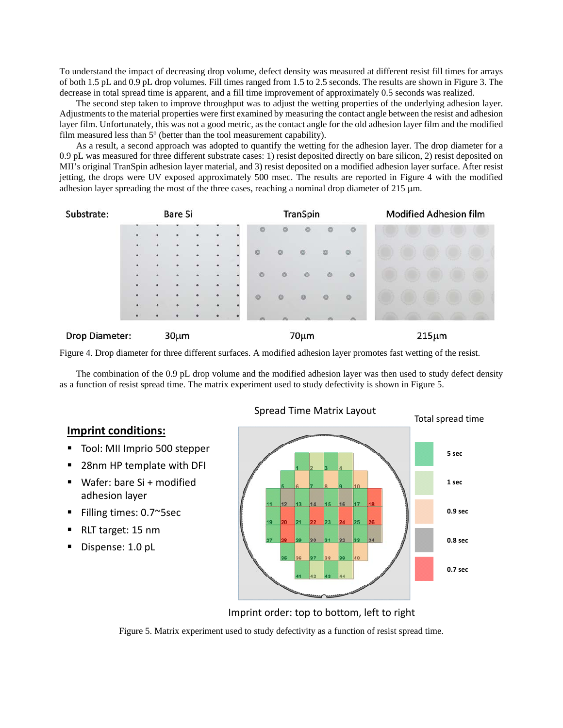To understand the impact of decreasing drop volume, defect density was measured at different resist fill times for arrays of both 1.5 pL and 0.9 pL drop volumes. Fill times ranged from 1.5 to 2.5 seconds. The results are shown in Figure 3. The decrease in total spread time is apparent, and a fill time improvement of approximately 0.5 seconds was realized.

The second step taken to improve throughput was to adjust the wetting properties of the underlying adhesion layer. Adjustments to the material properties were first examined by measuring the contact angle between the resist and adhesion layer film. Unfortunately, this was not a good metric, as the contact angle for the old adhesion layer film and the modified film measured less than 5º (better than the tool measurement capability).

As a result, a second approach was adopted to quantify the wetting for the adhesion layer. The drop diameter for a 0.9 pL was measured for three different substrate cases: 1) resist deposited directly on bare silicon, 2) resist deposited on MII's original TranSpin adhesion layer material, and 3) resist deposited on a modified adhesion layer surface. After resist jetting, the drops were UV exposed approximately 500 msec. The results are reported in Figure 4 with the modified adhesion layer spreading the most of the three cases, reaching a nominal drop diameter of 215 μm.

Figure 4. Drop diameter for three different surfaces. A modified adhesion layer promotes fast wetting of the resist.

The combination of the 0.9 pL drop volume and the modified adhesion layer was then used to study defect density as a function of resist spread time. The matrix experiment used to study defectivity is shown in Figure 5.

Figure 5. Matrix experiment used to study defectivity as a function of resist spread time.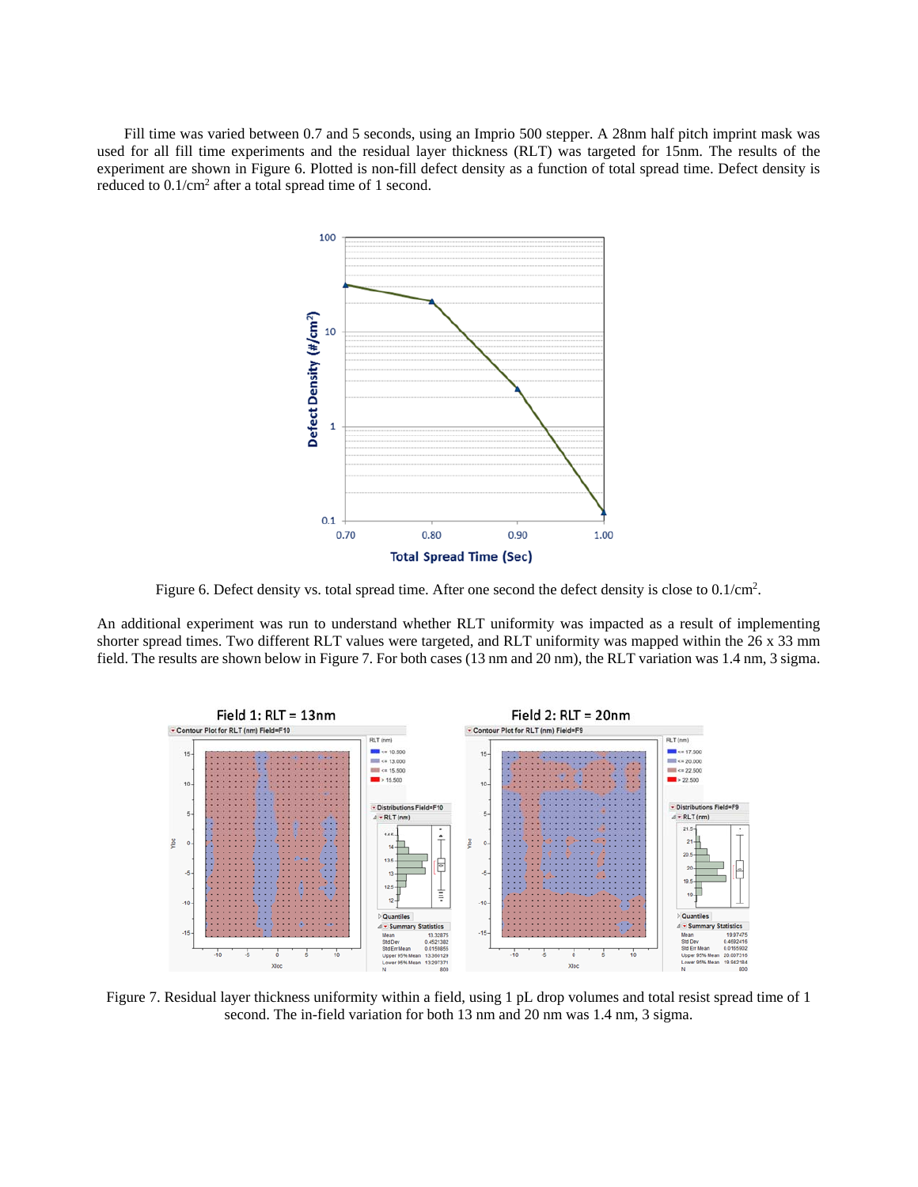Fill time was varied between 0.7 and 5 seconds, using an Imprio 500 stepper. A 28nm half pitch imprint mask was used for all fill time experiments and the residual layer thickness (RLT) was targeted for 15nm. The results of the experiment are shown in Figure 6. Plotted is non-fill defect density as a function of total spread time. Defect density is reduced to $0.1/cm^2$ after a total spread time of 1 second.

Figure 6. Defect density vs. total spread time. After one second the defect density is close to $0.1/cm^2$.

An additional experiment was run to understand whether RLT uniformity was impacted as a result of implementing shorter spread times. Two different RLT values were targeted, and RLT uniformity was mapped within the 26 x 33 mm field. The results are shown below in Figure 7. For both cases (13 nm and 20 nm), the RLT variation was 1.4 nm, 3 sigma.

Figure 7. Residual layer thickness uniformity within a field, using 1 pL drop volumes and total resist spread time of 1 second. The in-field variation for both 13 nm and 20 nm was 1.4 nm, 3 sigma.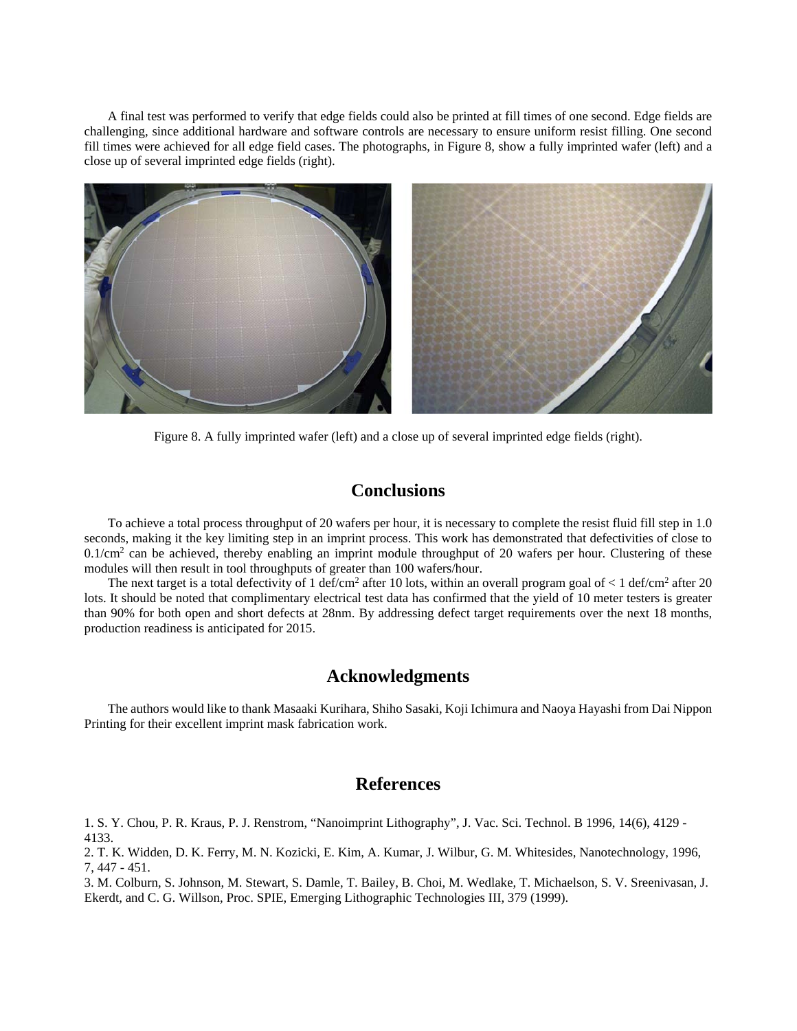A final test was performed to verify that edge fields could also be printed at fill times of one second. Edge fields are challenging, since additional hardware and software controls are necessary to ensure uniform resist filling. One second fill times were achieved for all edge field cases. The photographs, in Figure 8, show a fully imprinted wafer (left) and a close up of several imprinted edge fields (right).

Figure 8. A fully imprinted wafer (left) and a close up of several imprinted edge fields (right).

## Conclusions

To achieve a total process throughput of 20 wafers per hour, it is necessary to complete the resist fluid fill step in 1.0 seconds, making it the key limiting step in an imprint process. This work has demonstrated that defectivities of close to $0.1/cm^2$ can be achieved, thereby enabling an imprint module throughput of 20 wafers per hour. Clustering of these modules will then result in tool throughputs of greater than 100 wafers/hour.

The next target is a total defectivity of 1 def/$cm^2$ after 10 lots, within an overall program goal of < 1 def/$cm^2$ after 20 lots. It should be noted that complimentary electrical test data has confirmed that the yield of 10 meter testers is greater than 90% for both open and short defects at 28nm. By addressing defect target requirements over the next 18 months, production readiness is anticipated for 2015.

## Acknowledgments

The authors would like to thank Masaaki Kurihara, Shiho Sasaki, Koji Ichimura and Naoya Hayashi from Dai Nippon Printing for their excellent imprint mask fabrication work.

## References

1. S. Y. Chou, P. R. Kraus, P. J. Renstrom, "Nanoimprint Lithography", J. Vac. Sci. Technol. B 1996, 14(6), 4129 - 4133.
2. T. K. Widden, D. K. Ferry, M. N. Kozicki, E. Kim, A. Kumar, J. Wilbur, G. M. Whitesides, Nanotechnology, 1996, 7, 447 - 451.
3. M. Colburn, S. Johnson, M. Stewart, S. Damle, T. Bailey, B. Choi, M. Wedlake, T. Michaelson, S. V. Sreenivasan, J. Ekerdt, and C. G. Willson, Proc. SPIE, Emerging Lithographic Technologies III, 379 (1999).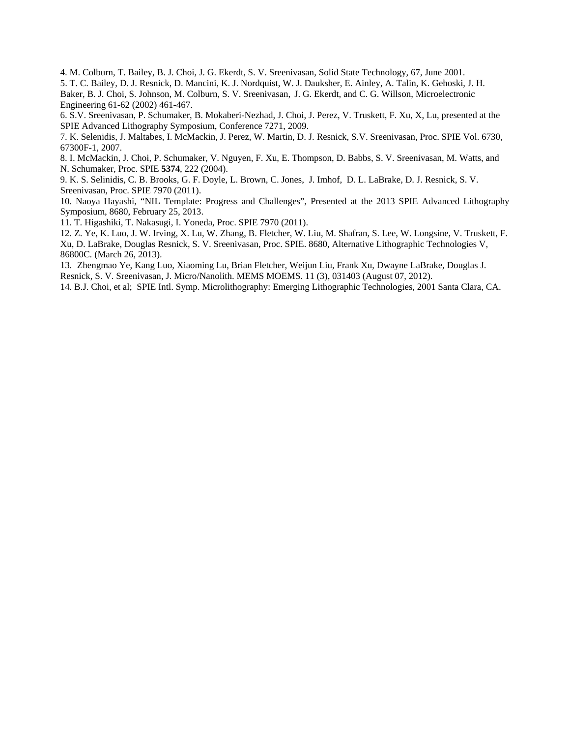4. M. Colburn, T. Bailey, B. J. Choi, J. G. Ekerdt, S. V. Sreenivasan, Solid State Technology, 67, June 2001.

5. T. C. Bailey, D. J. Resnick, D. Mancini, K. J. Nordquist, W. J. Dauksher, E. Ainley, A. Talin, K. Gehoski, J. H. Baker, B. J. Choi, S. Johnson, M. Colburn, S. V. Sreenivasan, J. G. Ekerdt, and C. G. Willson, Microelectronic Engineering 61-62 (2002) 461-467.

6. S.V. Sreenivasan, P. Schumaker, B. Mokaberi-Nezhad, J. Choi, J. Perez, V. Truskett, F. Xu, X, Lu, presented at the SPIE Advanced Lithography Symposium, Conference 7271, 2009.

7. K. Selenidis, J. Maltabes, I. McMackin, J. Perez, W. Martin, D. J. Resnick, S.V. Sreenivasan, Proc. SPIE Vol. 6730, 67300F-1, 2007.

8. I. McMackin, J. Choi, P. Schumaker, V. Nguyen, F. Xu, E. Thompson, D. Babbs, S. V. Sreenivasan, M. Watts, and N. Schumaker, Proc. SPIE **5374**, 222 (2004).

9. K. S. Selinidis, C. B. Brooks, G. F. Doyle, L. Brown, C. Jones, J. Imhof, D. L. LaBrake, D. J. Resnick, S. V. Sreenivasan, Proc. SPIE 7970 (2011).

10. Naoya Hayashi, "NIL Template: Progress and Challenges", Presented at the 2013 SPIE Advanced Lithography Symposium, 8680, February 25, 2013.

11. T. Higashiki, T. Nakasugi, I. Yoneda, Proc. SPIE 7970 (2011).

12. Z. Ye, K. Luo, J. W. Irving, X. Lu, W. Zhang, B. Fletcher, W. Liu, M. Shafran, S. Lee, W. Longsine, V. Truskett, F. Xu, D. LaBrake, Douglas Resnick, S. V. Sreenivasan, Proc. SPIE. 8680, Alternative Lithographic Technologies V, 86800C. (March 26, 2013).

13. Zhengmao Ye, Kang Luo, Xiaoming Lu, Brian Fletcher, Weijun Liu, Frank Xu, Dwayne LaBrake, Douglas J. Resnick, S. V. Sreenivasan, J. Micro/Nanolith. MEMS MOEMS. 11 (3), 031403 (August 07, 2012).

14. B.J. Choi, et al; SPIE Intl. Symp. Microlithography: Emerging Lithographic Technologies, 2001 Santa Clara, CA.